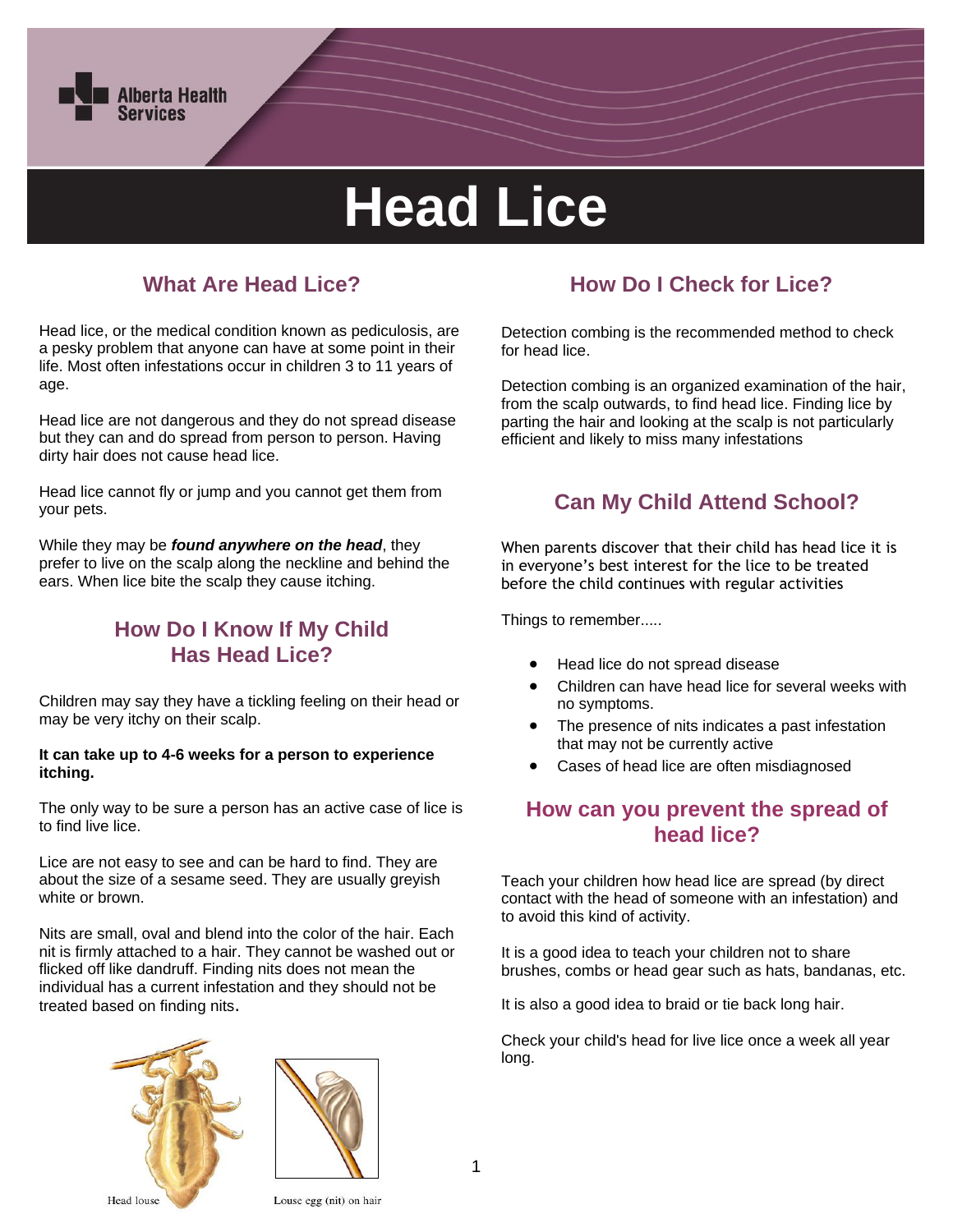# Head Lice

## What Are Head Lice?

Head lice, or the medical condition known as pediculosis, are a pesky problem that anyone can have at some point in their life. Most often infestations occur in children 3 to 11 years of age.

Head lice are not dangerous and they do not spread disease but they can and do spread from person to person. Having dirty hair does not cause head lice.

Head lice cannot fly or jump and you cannot get them from your pets.

While they may be ***found anywhere on the head***, they prefer to live on the scalp along the neckline and behind the ears. When lice bite the scalp they cause itching.

## How Do I Know If My Child Has Head Lice?

Children may say they have a tickling feeling on their head or may be very itchy on their scalp.

**It can take up to 4-6 weeks for a person to experience itching.**

The only way to be sure a person has an active case of lice is to find live lice.

Lice are not easy to see and can be hard to find. They are about the size of a sesame seed. They are usually greyish white or brown.

Nits are small, oval and blend into the color of the hair. Each nit is firmly attached to a hair. They cannot be washed out or flicked off like dandruff. Finding nits does not mean the individual has a current infestation and they should not be treated based on finding nits.

Head louse

Louse egg (nit) on hair

## How Do I Check for Lice?

Detection combing is the recommended method to check for head lice.

Detection combing is an organized examination of the hair, from the scalp outwards, to find head lice. Finding lice by parting the hair and looking at the scalp is not particularly efficient and likely to miss many infestations

## Can My Child Attend School?

When parents discover that their child has head lice it is in everyone's best interest for the lice to be treated before the child continues with regular activities

Things to remember.....

- Head lice do not spread disease
- Children can have head lice for several weeks with no symptoms.
- The presence of nits indicates a past infestation that may not be currently active
- Cases of head lice are often misdiagnosed

## How can you prevent the spread of head lice?

Teach your children how head lice are spread (by direct contact with the head of someone with an infestation) and to avoid this kind of activity.

It is a good idea to teach your children not to share brushes, combs or head gear such as hats, bandanas, etc.

It is also a good idea to braid or tie back long hair.

Check your child's head for live lice once a week all year long.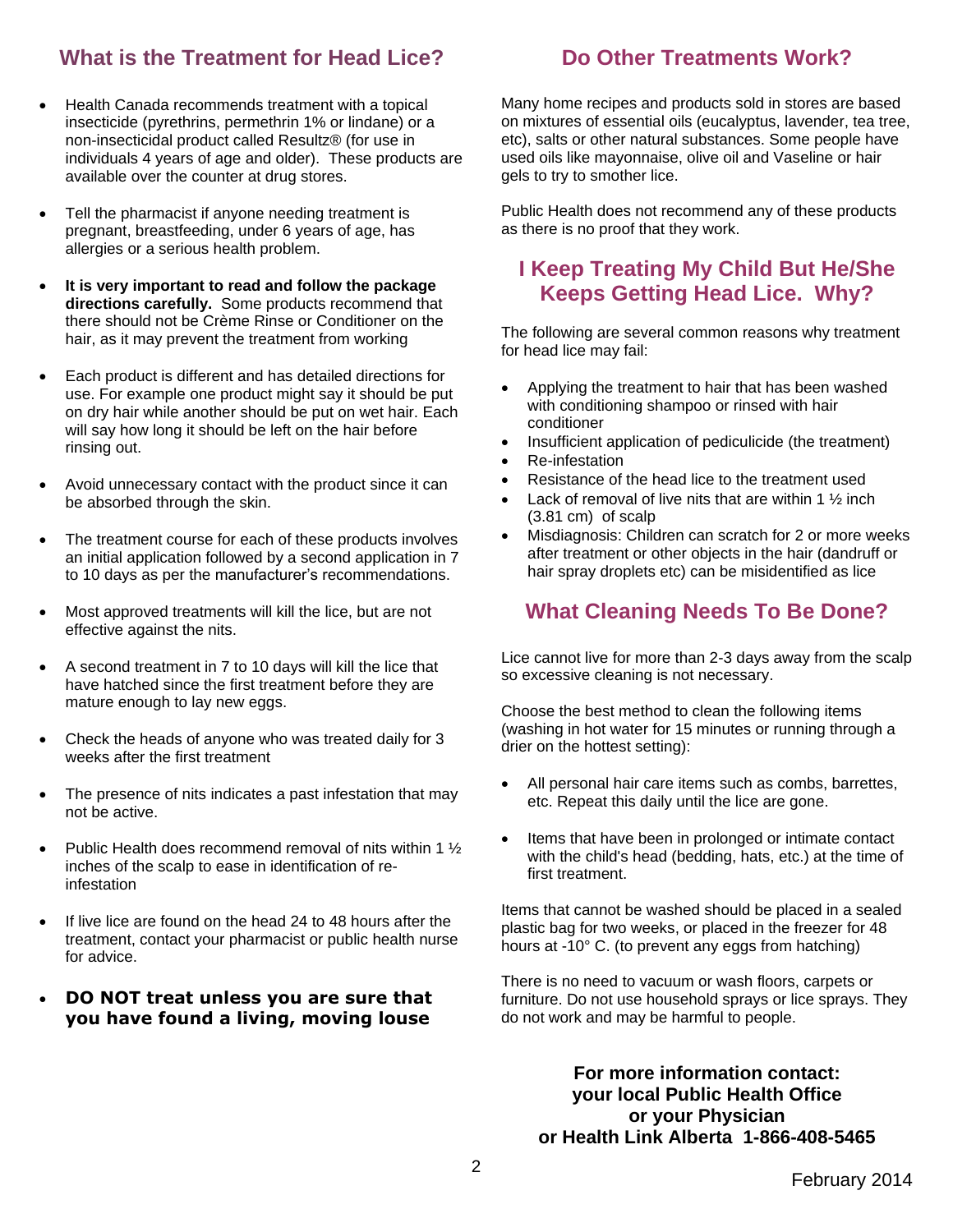## What is the Treatment for Head Lice?

- Health Canada recommends treatment with a topical insecticide (pyrethrins, permethrin 1% or lindane) or a non-insecticidal product called Resultz® (for use in individuals 4 years of age and older). These products are available over the counter at drug stores.
- Tell the pharmacist if anyone needing treatment is pregnant, breastfeeding, under 6 years of age, has allergies or a serious health problem.
- **It is very important to read and follow the package directions carefully.** Some products recommend that there should not be Crème Rinse or Conditioner on the hair, as it may prevent the treatment from working
- Each product is different and has detailed directions for use. For example one product might say it should be put on dry hair while another should be put on wet hair. Each will say how long it should be left on the hair before rinsing out.
- Avoid unnecessary contact with the product since it can be absorbed through the skin.
- The treatment course for each of these products involves an initial application followed by a second application in 7 to 10 days as per the manufacturer's recommendations.
- Most approved treatments will kill the lice, but are not effective against the nits.
- A second treatment in 7 to 10 days will kill the lice that have hatched since the first treatment before they are mature enough to lay new eggs.
- Check the heads of anyone who was treated daily for 3 weeks after the first treatment
- The presence of nits indicates a past infestation that may not be active.
- Public Health does recommend removal of nits within 1 ½ inches of the scalp to ease in identification of re-infestation
- If live lice are found on the head 24 to 48 hours after the treatment, contact your pharmacist or public health nurse for advice.
- **DO NOT treat unless you are sure that you have found a living, moving louse**

## Do Other Treatments Work?

Many home recipes and products sold in stores are based on mixtures of essential oils (eucalyptus, lavender, tea tree, etc), salts or other natural substances. Some people have used oils like mayonnaise, olive oil and Vaseline or hair gels to try to smother lice.

Public Health does not recommend any of these products as there is no proof that they work.

## I Keep Treating My Child But He/She Keeps Getting Head Lice. Why?

The following are several common reasons why treatment for head lice may fail:

- Applying the treatment to hair that has been washed with conditioning shampoo or rinsed with hair conditioner
- Insufficient application of pediculicide (the treatment)
- Re-infestation
- Resistance of the head lice to the treatment used
- Lack of removal of live nits that are within 1 ½ inch (3.81 cm) of scalp
- Misdiagnosis: Children can scratch for 2 or more weeks after treatment or other objects in the hair (dandruff or hair spray droplets etc) can be misidentified as lice

## What Cleaning Needs To Be Done?

Lice cannot live for more than 2-3 days away from the scalp so excessive cleaning is not necessary.

Choose the best method to clean the following items (washing in hot water for 15 minutes or running through a drier on the hottest setting):

- All personal hair care items such as combs, barrettes, etc. Repeat this daily until the lice are gone.
- Items that have been in prolonged or intimate contact with the child's head (bedding, hats, etc.) at the time of first treatment.

Items that cannot be washed should be placed in a sealed plastic bag for two weeks, or placed in the freezer for 48 hours at -10° C. (to prevent any eggs from hatching)

There is no need to vacuum or wash floors, carpets or furniture. Do not use household sprays or lice sprays. They do not work and may be harmful to people.

**For more information contact:**
**your local Public Health Office**
**or your Physician**
**or Health Link Alberta 1-866-408-5465**

February 2014